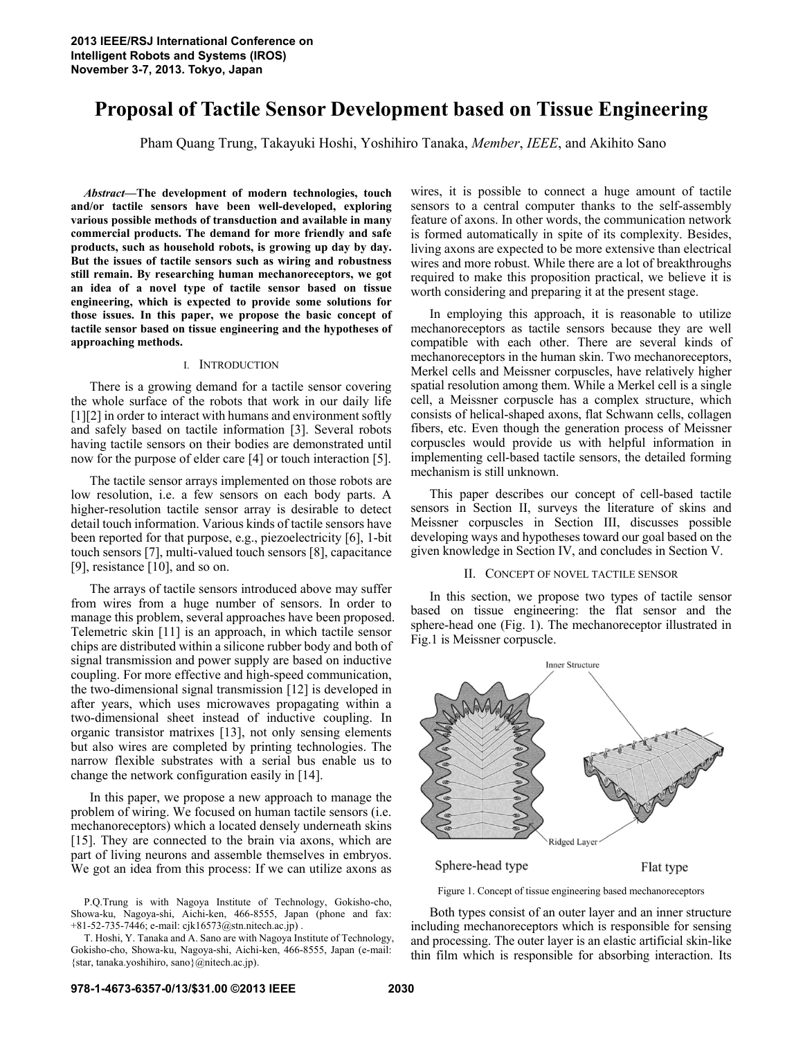# Proposal of Tactile Sensor Development based on Tissue Engineering

Pham Quang Trung, Takayuki Hoshi, Yoshihiro Tanaka, *Member*, *IEEE*, and Akihito Sano

***Abstract*—The development of modern technologies, touch and/or tactile sensors have been well-developed, exploring various possible methods of transduction and available in many commercial products. The demand for more friendly and safe products, such as household robots, is growing up day by day. But the issues of tactile sensors such as wiring and robustness still remain. By researching human mechanoreceptors, we got an idea of a novel type of tactile sensor based on tissue engineering, which is expected to provide some solutions for those issues. In this paper, we propose the basic concept of tactile sensor based on tissue engineering and the hypotheses of approaching methods.**

## I. Introduction

There is a growing demand for a tactile sensor covering the whole surface of the robots that work in our daily life [1][2] in order to interact with humans and environment softly and safely based on tactile information [3]. Several robots having tactile sensors on their bodies are demonstrated until now for the purpose of elder care [4] or touch interaction [5].

The tactile sensor arrays implemented on those robots are low resolution, i.e. a few sensors on each body parts. A higher-resolution tactile sensor array is desirable to detect detail touch information. Various kinds of tactile sensors have been reported for that purpose, e.g., piezoelectricity [6], 1-bit touch sensors [7], multi-valued touch sensors [8], capacitance [9], resistance [10], and so on.

The arrays of tactile sensors introduced above may suffer from wires from a huge number of sensors. In order to manage this problem, several approaches have been proposed. Telemetric skin [11] is an approach, in which tactile sensor chips are distributed within a silicone rubber body and both of signal transmission and power supply are based on inductive coupling. For more effective and high-speed communication, the two-dimensional signal transmission [12] is developed in after years, which uses microwaves propagating within a two-dimensional sheet instead of inductive coupling. In organic transistor matrixes [13], not only sensing elements but also wires are completed by printing technologies. The narrow flexible substrates with a serial bus enable us to change the network configuration easily in [14].

In this paper, we propose a new approach to manage the problem of wiring. We focused on human tactile sensors (i.e. mechanoreceptors) which a located densely underneath skins [15]. They are connected to the brain via axons, which are part of living neurons and assemble themselves in embryos. We got an idea from this process: If we can utilize axons as wires, it is possible to connect a huge amount of tactile sensors to a central computer thanks to the self-assembly feature of axons. In other words, the communication network is formed automatically in spite of its complexity. Besides, living axons are expected to be more extensive than electrical wires and more robust. While there are a lot of breakthroughs required to make this proposition practical, we believe it is worth considering and preparing it at the present stage.

In employing this approach, it is reasonable to utilize mechanoreceptors as tactile sensors because they are well compatible with each other. There are several kinds of mechanoreceptors in the human skin. Two mechanoreceptors, Merkel cells and Meissner corpuscles, have relatively higher spatial resolution among them. While a Merkel cell is a single cell, a Meissner corpuscle has a complex structure, which consists of helical-shaped axons, flat Schwann cells, collagen fibers, etc. Even though the generation process of Meissner corpuscles would provide us with helpful information in implementing cell-based tactile sensors, the detailed forming mechanism is still unknown.

This paper describes our concept of cell-based tactile sensors in Section II, surveys the literature of skins and Meissner corpuscles in Section III, discusses possible developing ways and hypotheses toward our goal based on the given knowledge in Section IV, and concludes in Section V.

## II. Concept of Novel Tactile Sensor

In this section, we propose two types of tactile sensor based on tissue engineering: the flat sensor and the sphere-head one (Fig. 1). The mechanoreceptor illustrated in Fig.1 is Meissner corpuscle.

Figure 1. Concept of tissue engineering based mechanoreceptors

Both types consist of an outer layer and an inner structure including mechanoreceptors which is responsible for sensing and processing. The outer layer is an elastic artificial skin-like thin film which is responsible for absorbing interaction. Its

---

P.Q.Trung is with Nagoya Institute of Technology, Gokisho-cho, Showa-ku, Nagoya-shi, Aichi-ken, 466-8555, Japan (phone and fax: +81-52-735-7446; e-mail: cjk16573@stn.nitech.ac.jp) .

T. Hoshi, Y. Tanaka and A. Sano are with Nagoya Institute of Technology, Gokisho-cho, Showa-ku, Nagoya-shi, Aichi-ken, 466-8555, Japan (e-mail: {star, tanaka.yoshihiro, sano}@nitech.ac.jp).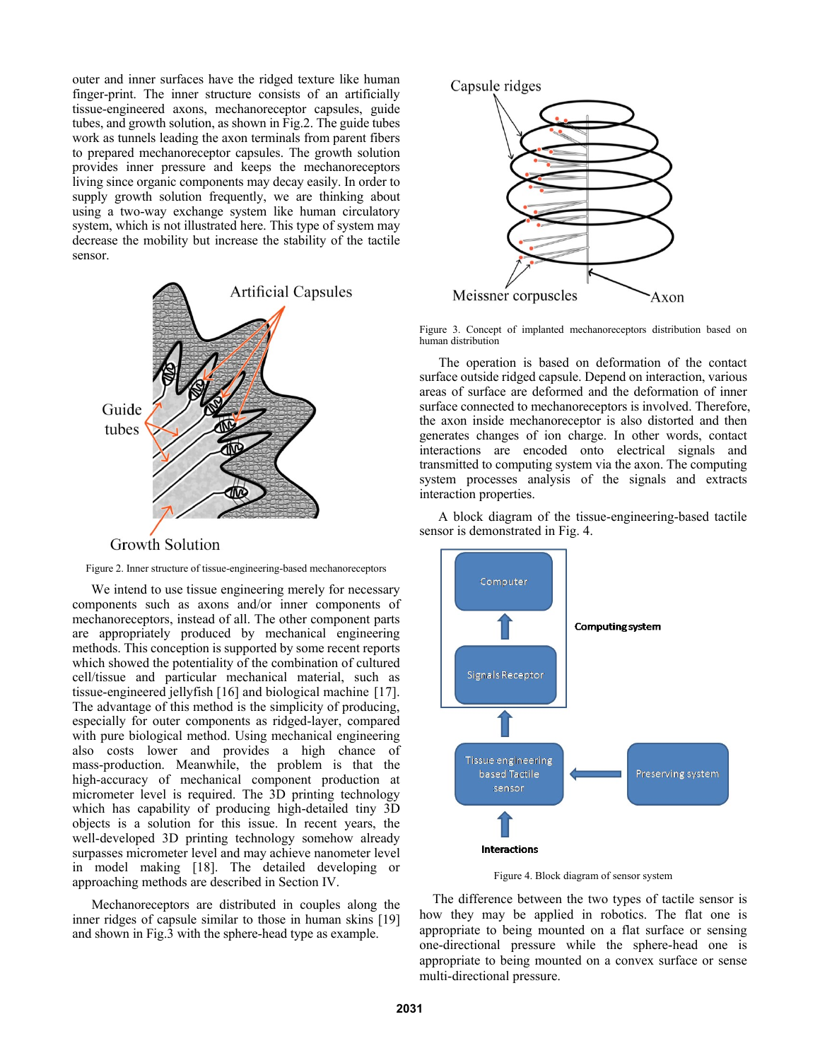outer and inner surfaces have the ridged texture like human finger-print. The inner structure consists of an artificially tissue-engineered axons, mechanoreceptor capsules, guide tubes, and growth solution, as shown in Fig.2. The guide tubes work as tunnels leading the axon terminals from parent fibers to prepared mechanoreceptor capsules. The growth solution provides inner pressure and keeps the mechanoreceptors living since organic components may decay easily. In order to supply growth solution frequently, we are thinking about using a two-way exchange system like human circulatory system, which is not illustrated here. This type of system may decrease the mobility but increase the stability of the tactile sensor.

Figure 2. Inner structure of tissue-engineering-based mechanoreceptors

We intend to use tissue engineering merely for necessary components such as axons and/or inner components of mechanoreceptors, instead of all. The other component parts are appropriately produced by mechanical engineering methods. This conception is supported by some recent reports which showed the potentiality of the combination of cultured cell/tissue and particular mechanical material, such as tissue-engineered jellyfish [16] and biological machine [17]. The advantage of this method is the simplicity of producing, especially for outer components as ridged-layer, compared with pure biological method. Using mechanical engineering also costs lower and provides a high chance of mass-production. Meanwhile, the problem is that the high-accuracy of mechanical component production at micrometer level is required. The 3D printing technology which has capability of producing high-detailed tiny 3D objects is a solution for this issue. In recent years, the well-developed 3D printing technology somehow already surpasses micrometer level and may achieve nanometer level in model making [18]. The detailed developing or approaching methods are described in Section IV.

Mechanoreceptors are distributed in couples along the inner ridges of capsule similar to those in human skins [19] and shown in Fig.3 with the sphere-head type as example.

Figure 3. Concept of implanted mechanoreceptors distribution based on human distribution

The operation is based on deformation of the contact surface outside ridged capsule. Depend on interaction, various areas of surface are deformed and the deformation of inner surface connected to mechanoreceptors is involved. Therefore, the axon inside mechanoreceptor is also distorted and then generates changes of ion charge. In other words, contact interactions are encoded onto electrical signals and transmitted to computing system via the axon. The computing system processes analysis of the signals and extracts interaction properties.

A block diagram of the tissue-engineering-based tactile sensor is demonstrated in Fig. 4.

Figure 4. Block diagram of sensor system

The difference between the two types of tactile sensor is how they may be applied in robotics. The flat one is appropriate to being mounted on a flat surface or sensing one-directional pressure while the sphere-head one is appropriate to being mounted on a convex surface or sense multi-directional pressure.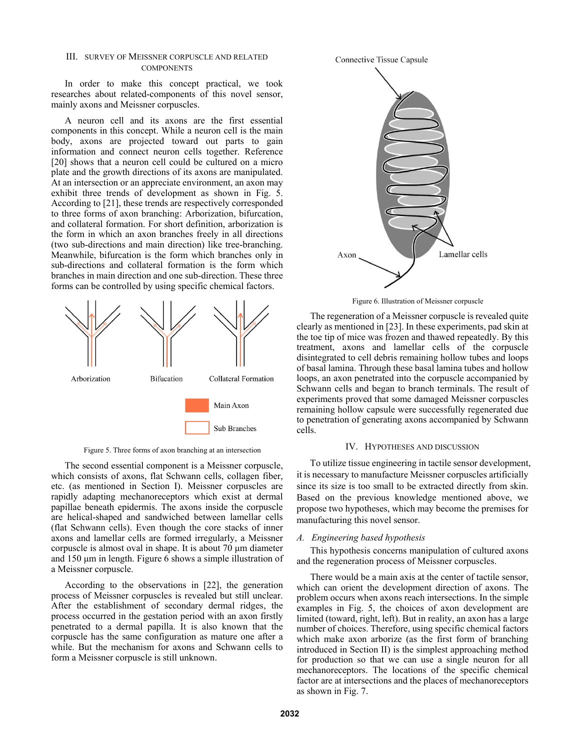## III. SURVEY OF MEISSNER CORPUSCLE AND RELATED COMPONENTS

In order to make this concept practical, we took researches about related-components of this novel sensor, mainly axons and Meissner corpuscles.

A neuron cell and its axons are the first essential components in this concept. While a neuron cell is the main body, axons are projected toward out parts to gain information and connect neuron cells together. Reference [20] shows that a neuron cell could be cultured on a micro plate and the growth directions of its axons are manipulated. At an intersection or an appreciate environment, an axon may exhibit three trends of development as shown in Fig. 5. According to [21], these trends are respectively corresponded to three forms of axon branching: Arborization, bifurcation, and collateral formation. For short definition, arborization is the form in which an axon branches freely in all directions (two sub-directions and main direction) like tree-branching. Meanwhile, bifurcation is the form which branches only in sub-directions and collateral formation is the form which branches in main direction and one sub-direction. These three forms can be controlled by using specific chemical factors.

Arborization Bifucation Collateral Formation

Main Axon

Sub Branches

Figure 5. Three forms of axon branching at an intersection

The second essential component is a Meissner corpuscle, which consists of axons, flat Schwann cells, collagen fiber, etc. (as mentioned in Section I). Meissner corpuscles are rapidly adapting mechanoreceptors which exist at dermal papillae beneath epidermis. The axons inside the corpuscle are helical-shaped and sandwiched between lamellar cells (flat Schwann cells). Even though the core stacks of inner axons and lamellar cells are formed irregularly, a Meissner corpuscle is almost oval in shape. It is about 70 μm diameter and 150 μm in length. Figure 6 shows a simple illustration of a Meissner corpuscle.

According to the observations in [22], the generation process of Meissner corpuscles is revealed but still unclear. After the establishment of secondary dermal ridges, the process occurred in the gestation period with an axon firstly penetrated to a dermal papilla. It is also known that the corpuscle has the same configuration as mature one after a while. But the mechanism for axons and Schwann cells to form a Meissner corpuscle is still unknown.

Connective Tissue Capsule

Axon

Lamellar cells

Figure 6. Illustration of Meissner corpuscle

The regeneration of a Meissner corpuscle is revealed quite clearly as mentioned in [23]. In these experiments, pad skin at the toe tip of mice was frozen and thawed repeatedly. By this treatment, axons and lamellar cells of the corpuscle disintegrated to cell debris remaining hollow tubes and loops of basal lamina. Through these basal lamina tubes and hollow loops, an axon penetrated into the corpuscle accompanied by Schwann cells and began to branch terminals. The result of experiments proved that some damaged Meissner corpuscles remaining hollow capsule were successfully regenerated due to penetration of generating axons accompanied by Schwann cells.

## IV. HYPOTHESES AND DISCUSSION

To utilize tissue engineering in tactile sensor development, it is necessary to manufacture Meissner corpuscles artificially since its size is too small to be extracted directly from skin. Based on the previous knowledge mentioned above, we propose two hypotheses, which may become the premises for manufacturing this novel sensor.

### *A. Engineering based hypothesis*

This hypothesis concerns manipulation of cultured axons and the regeneration process of Meissner corpuscles.

There would be a main axis at the center of tactile sensor, which can orient the development direction of axons. The problem occurs when axons reach intersections. In the simple examples in Fig. 5, the choices of axon development are limited (toward, right, left). But in reality, an axon has a large number of choices. Therefore, using specific chemical factors which make axon arborize (as the first form of branching introduced in Section II) is the simplest approaching method for production so that we can use a single neuron for all mechanoreceptors. The locations of the specific chemical factor are at intersections and the places of mechanoreceptors as shown in Fig. 7.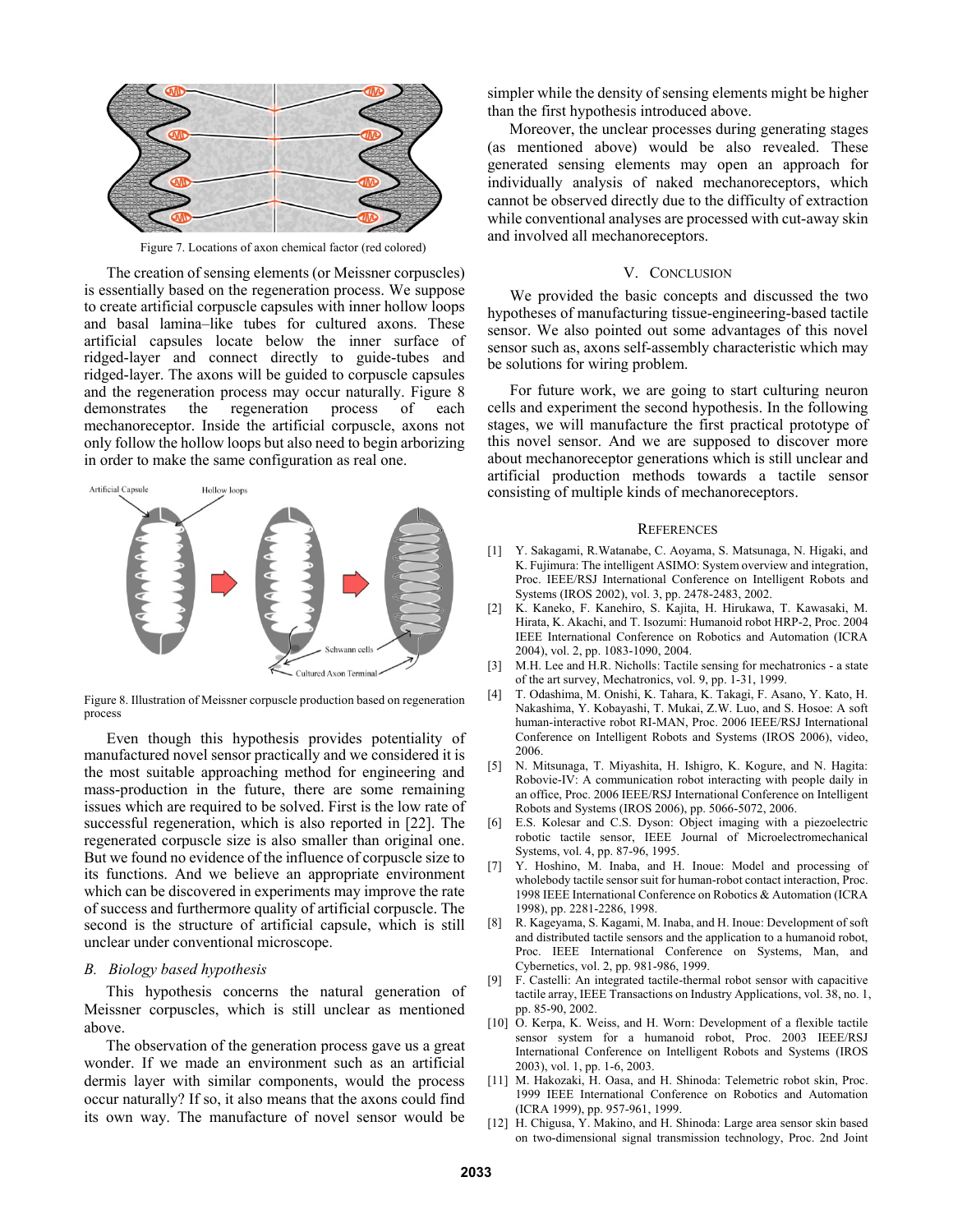Figure 7. Locations of axon chemical factor (red colored)

The creation of sensing elements (or Meissner corpuscles) is essentially based on the regeneration process. We suppose to create artificial corpuscle capsules with inner hollow loops and basal lamina–like tubes for cultured axons. These artificial capsules locate below the inner surface of ridged-layer and connect directly to guide-tubes and ridged-layer. The axons will be guided to corpuscle capsules and the regeneration process may occur naturally. Figure 8 demonstrates the regeneration process of each mechanoreceptor. Inside the artificial corpuscle, axons not only follow the hollow loops but also need to begin arborizing in order to make the same configuration as real one.

Artificial Capsule

Hollow loops

Schwann cells

Cultured Axon Terminal

Figure 8. Illustration of Meissner corpuscle production based on regeneration process

Even though this hypothesis provides potentiality of manufactured novel sensor practically and we considered it is the most suitable approaching method for engineering and mass-production in the future, there are some remaining issues which are required to be solved. First is the low rate of successful regeneration, which is also reported in [22]. The regenerated corpuscle size is also smaller than original one. But we found no evidence of the influence of corpuscle size to its functions. And we believe an appropriate environment which can be discovered in experiments may improve the rate of success and furthermore quality of artificial corpuscle. The second is the structure of artificial capsule, which is still unclear under conventional microscope.

### *B. Biology based hypothesis*

This hypothesis concerns the natural generation of Meissner corpuscles, which is still unclear as mentioned above.

The observation of the generation process gave us a great wonder. If we made an environment such as an artificial dermis layer with similar components, would the process occur naturally? If so, it also means that the axons could find its own way. The manufacture of novel sensor would be simpler while the density of sensing elements might be higher than the first hypothesis introduced above.

Moreover, the unclear processes during generating stages (as mentioned above) would be also revealed. These generated sensing elements may open an approach for individually analysis of naked mechanoreceptors, which cannot be observed directly due to the difficulty of extraction while conventional analyses are processed with cut-away skin and involved all mechanoreceptors.

## V. Conclusion

We provided the basic concepts and discussed the two hypotheses of manufacturing tissue-engineering-based tactile sensor. We also pointed out some advantages of this novel sensor such as, axons self-assembly characteristic which may be solutions for wiring problem.

For future work, we are going to start culturing neuron cells and experiment the second hypothesis. In the following stages, we will manufacture the first practical prototype of this novel sensor. And we are supposed to discover more about mechanoreceptor generations which is still unclear and artificial production methods towards a tactile sensor consisting of multiple kinds of mechanoreceptors.

## References

- [1] Y. Sakagami, R.Watanabe, C. Aoyama, S. Matsunaga, N. Higaki, and K. Fujimura: The intelligent ASIMO: System overview and integration, Proc. IEEE/RSJ International Conference on Intelligent Robots and Systems (IROS 2002), vol. 3, pp. 2478-2483, 2002.
- [2] K. Kaneko, F. Kanehiro, S. Kajita, H. Hirukawa, T. Kawasaki, M. Hirata, K. Akachi, and T. Isozumi: Humanoid robot HRP-2, Proc. 2004 IEEE International Conference on Robotics and Automation (ICRA 2004), vol. 2, pp. 1083-1090, 2004.
- [3] M.H. Lee and H.R. Nicholls: Tactile sensing for mechatronics - a state of the art survey, Mechatronics, vol. 9, pp. 1-31, 1999.
- [4] T. Odashima, M. Onishi, K. Tahara, K. Takagi, F. Asano, Y. Kato, H. Nakashima, Y. Kobayashi, T. Mukai, Z.W. Luo, and S. Hosoe: A soft human-interactive robot RI-MAN, Proc. 2006 IEEE/RSJ International Conference on Intelligent Robots and Systems (IROS 2006), video, 2006.
- [5] N. Mitsunaga, T. Miyashita, H. Ishigro, K. Kogure, and N. Hagita: Robovie-IV: A communication robot interacting with people daily in an office, Proc. 2006 IEEE/RSJ International Conference on Intelligent Robots and Systems (IROS 2006), pp. 5066-5072, 2006.
- [6] E.S. Kolesar and C.S. Dyson: Object imaging with a piezoelectric robotic tactile sensor, IEEE Journal of Microelectromechanical Systems, vol. 4, pp. 87-96, 1995.
- [7] Y. Hoshino, M. Inaba, and H. Inoue: Model and processing of wholebody tactile sensor suit for human-robot contact interaction, Proc. 1998 IEEE International Conference on Robotics & Automation (ICRA 1998), pp. 2281-2286, 1998.
- [8] R. Kageyama, S. Kagami, M. Inaba, and H. Inoue: Development of soft and distributed tactile sensors and the application to a humanoid robot, Proc. IEEE International Conference on Systems, Man, and Cybernetics, vol. 2, pp. 981-986, 1999.
- [9] F. Castelli: An integrated tactile-thermal robot sensor with capacitive tactile array, IEEE Transactions on Industry Applications, vol. 38, no. 1, pp. 85-90, 2002.
- [10] O. Kerpa, K. Weiss, and H. Worn: Development of a flexible tactile sensor system for a humanoid robot, Proc. 2003 IEEE/RSJ International Conference on Intelligent Robots and Systems (IROS 2003), vol. 1, pp. 1-6, 2003.
- [11] M. Hakozaki, H. Oasa, and H. Shinoda: Telemetric robot skin, Proc. 1999 IEEE International Conference on Robotics and Automation (ICRA 1999), pp. 957-961, 1999.
- [12] H. Chigusa, Y. Makino, and H. Shinoda: Large area sensor skin based on two-dimensional signal transmission technology, Proc. 2nd Joint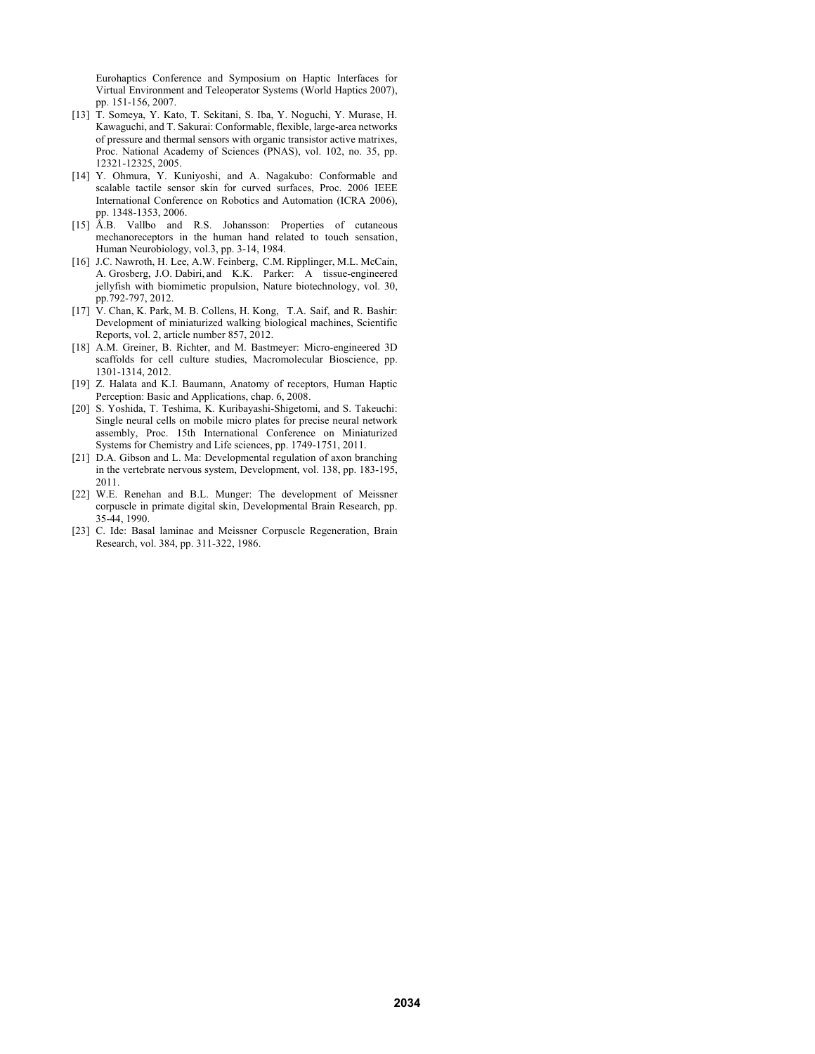Eurohaptics Conference and Symposium on Haptic Interfaces for Virtual Environment and Teleoperator Systems (World Haptics 2007), pp. 151-156, 2007.

[13] T. Someya, Y. Kato, T. Sekitani, S. Iba, Y. Noguchi, Y. Murase, H. Kawaguchi, and T. Sakurai: Conformable, flexible, large-area networks of pressure and thermal sensors with organic transistor active matrixes, Proc. National Academy of Sciences (PNAS), vol. 102, no. 35, pp. 12321-12325, 2005.

[14] Y. Ohmura, Y. Kuniyoshi, and A. Nagakubo: Conformable and scalable tactile sensor skin for curved surfaces, Proc. 2006 IEEE International Conference on Robotics and Automation (ICRA 2006), pp. 1348-1353, 2006.

[15] Å.B. Vallbo and R.S. Johansson: Properties of cutaneous mechanoreceptors in the human hand related to touch sensation, Human Neurobiology, vol.3, pp. 3-14, 1984.

[16] J.C. Nawroth, H. Lee, A.W. Feinberg, C.M. Ripplinger, M.L. McCain, A. Grosberg, J.O. Dabiri, and K.K. Parker: A tissue-engineered jellyfish with biomimetic propulsion, Nature biotechnology, vol. 30, pp.792-797, 2012.

[17] V. Chan, K. Park, M. B. Collens, H. Kong, T.A. Saif, and R. Bashir: Development of miniaturized walking biological machines, Scientific Reports, vol. 2, article number 857, 2012.

[18] A.M. Greiner, B. Richter, and M. Bastmeyer: Micro-engineered 3D scaffolds for cell culture studies, Macromolecular Bioscience, pp. 1301-1314, 2012.

[19] Z. Halata and K.I. Baumann, Anatomy of receptors, Human Haptic Perception: Basic and Applications, chap. 6, 2008.

[20] S. Yoshida, T. Teshima, K. Kuribayashi-Shigetomi, and S. Takeuchi: Single neural cells on mobile micro plates for precise neural network assembly, Proc. 15th International Conference on Miniaturized Systems for Chemistry and Life sciences, pp. 1749-1751, 2011.

[21] D.A. Gibson and L. Ma: Developmental regulation of axon branching in the vertebrate nervous system, Development, vol. 138, pp. 183-195, 2011.

[22] W.E. Renehan and B.L. Munger: The development of Meissner corpuscle in primate digital skin, Developmental Brain Research, pp. 35-44, 1990.

[23] C. Ide: Basal laminae and Meissner Corpuscle Regeneration, Brain Research, vol. 384, pp. 311-322, 1986.